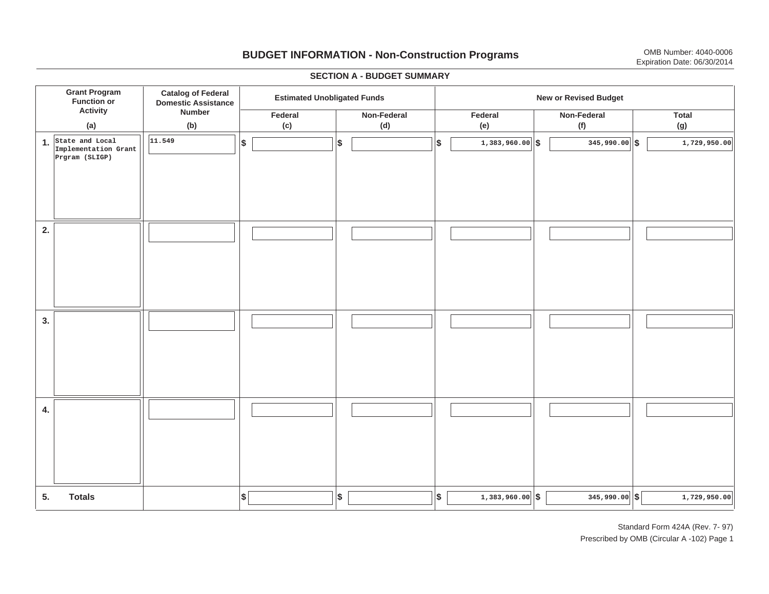# BUDGET INFORMATION - Non-Construction Programs

OMB Number: 4040-0006
Expiration Date: 06/30/2014

## SECTION A - BUDGET SUMMARY

| | Grant Program Function or Activity (a) | Catalog of Federal Domestic Assistance Number (b) | Estimated Unobligated Funds | | New or Revised Budget | | |
|---|---|---|---|---|---|---|---|
| | | | Federal (c) | Non-Federal (d) | Federal (e) | Non-Federal (f) | Total (g) |
| 1. | State and Local Implementation Grant Prgram (SLIGP) | 11.549 | $ | $ | $ 1,383,960.00 | $ 345,990.00 | $ 1,729,950.00 |
| 2. | | | | | | | |
| 3. | | | | | | | |
| 4. | | | | | | | |
| 5. | **Totals** | | $ | $ | $ 1,383,960.00 | $ 345,990.00 | $ 1,729,950.00 |

Standard Form 424A (Rev. 7- 97)
Prescribed by OMB (Circular A -102) Page 1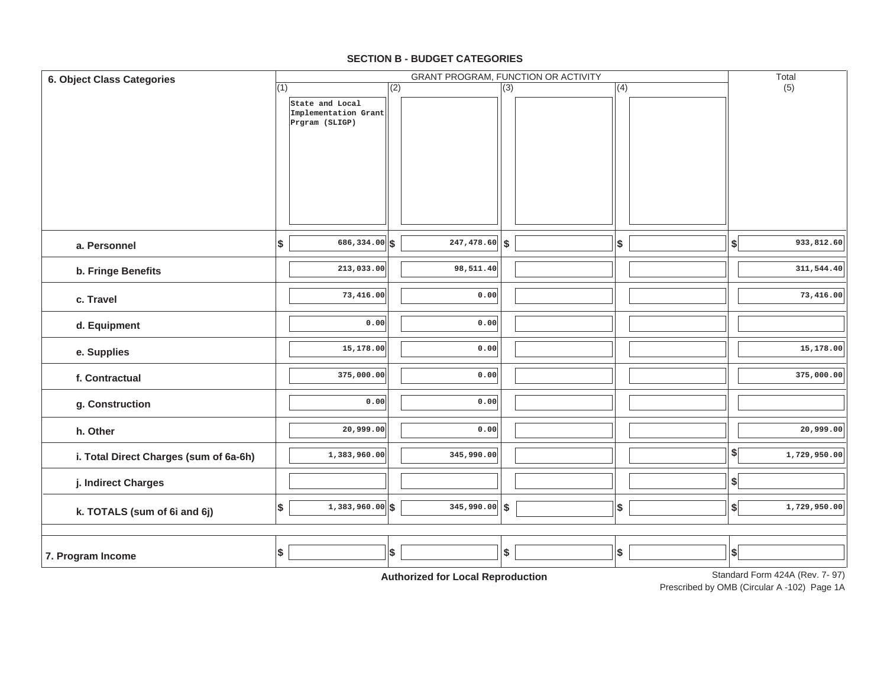## SECTION B - BUDGET CATEGORIES

| 6. Object Class Categories | GRANT PROGRAM, FUNCTION OR ACTIVITY | | | | Total |
|---|---|---|---|---|---|
| | (1) State and Local Implementation Grant Prgram (SLIGP) | (2) | (3) | (4) | (5) |
| a. Personnel | $ 686,334.00 | $ 247,478.60 | $ | $ | $ 933,812.60 |
| b. Fringe Benefits | 213,033.00 | 98,511.40 | | | 311,544.40 |
| c. Travel | 73,416.00 | 0.00 | | | 73,416.00 |
| d. Equipment | 0.00 | 0.00 | | | |
| e. Supplies | 15,178.00 | 0.00 | | | 15,178.00 |
| f. Contractual | 375,000.00 | 0.00 | | | 375,000.00 |
| g. Construction | 0.00 | 0.00 | | | |
| h. Other | 20,999.00 | 0.00 | | | 20,999.00 |
| i. Total Direct Charges (sum of 6a-6h) | 1,383,960.00 | 345,990.00 | | | $ 1,729,950.00 |
| j. Indirect Charges | | | | | $ |
| k. TOTALS (sum of 6i and 6j) | $ 1,383,960.00 | $ 345,990.00 | $ | $ | $ 1,729,950.00 |
| 7. Program Income | $ | $ | $ | $ | $ |

**Authorized for Local Reproduction**

Standard Form 424A (Rev. 7- 97)
Prescribed by OMB (Circular A -102) Page 1A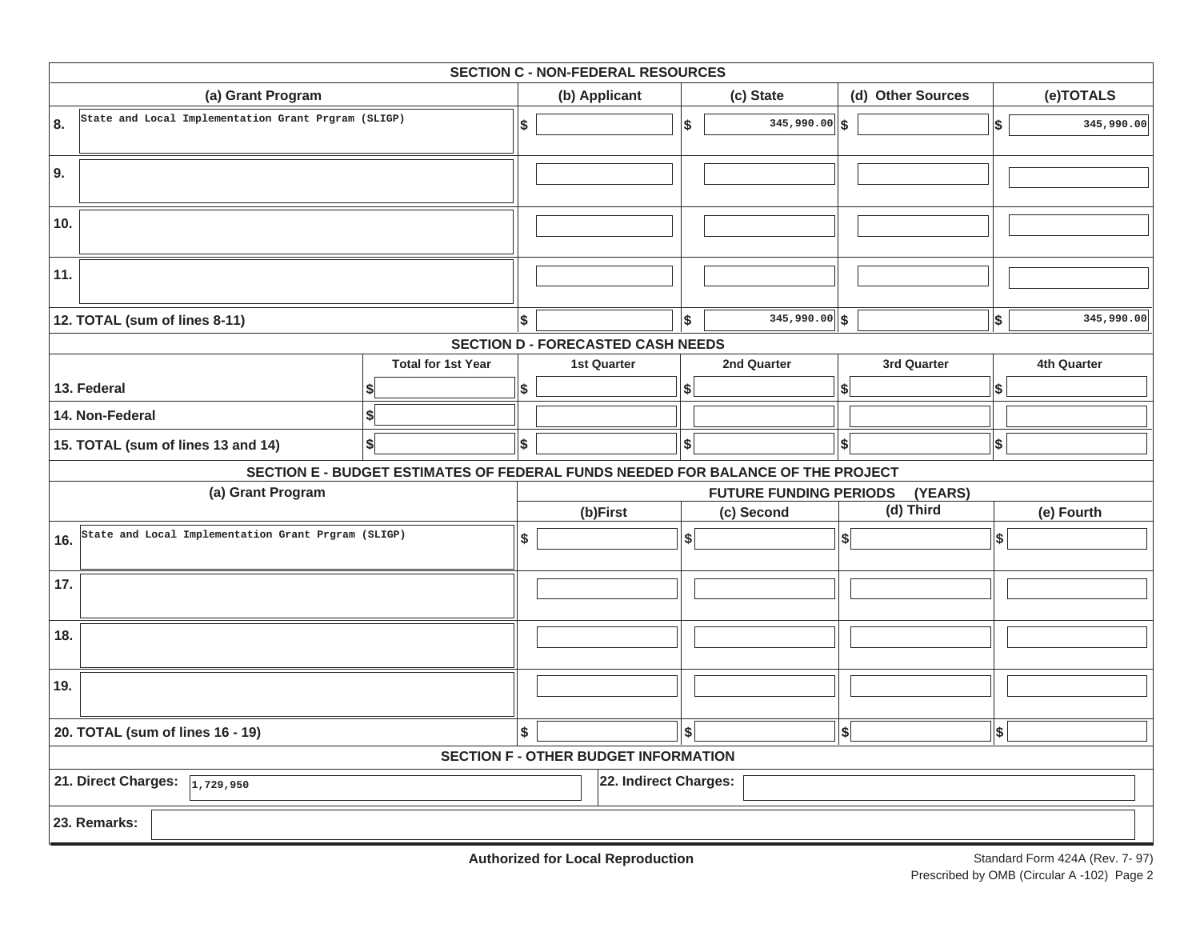## SECTION C - NON-FEDERAL RESOURCES

| | (a) Grant Program | (b) Applicant | (c) State | (d) Other Sources | (e)TOTALS |
|---|---|---|---|---|---|
| 8. | State and Local Implementation Grant Prgram (SLIGP) | $ | $ 345,990.00 | $ | $ 345,990.00 |
| 9. | | | | | |
| 10. | | | | | |
| 11. | | | | | |
| 12. TOTAL (sum of lines 8-11) | | $ | $ 345,990.00 | $ | $ 345,990.00 |

## SECTION D - FORECASTED CASH NEEDS

| | Total for 1st Year | 1st Quarter | 2nd Quarter | 3rd Quarter | 4th Quarter |
|---|---|---|---|---|---|
| 13. Federal | $ | $ | $ | $ | $ |
| 14. Non-Federal | $ | | | | |
| 15. TOTAL (sum of lines 13 and 14) | $ | $ | $ | $ | $ |

## SECTION E - BUDGET ESTIMATES OF FEDERAL FUNDS NEEDED FOR BALANCE OF THE PROJECT

| | (a) Grant Program | FUTURE FUNDING PERIODS (YEARS) | | | |
|---|---|---|---|---|---|
| | | (b)First | (c) Second | (d) Third | (e) Fourth |
| 16. | State and Local Implementation Grant Prgram (SLIGP) | $ | $ | $ | $ |
| 17. | | | | | |
| 18. | | | | | |
| 19. | | | | | |
| 20. TOTAL (sum of lines 16 - 19) | | $ | $ | $ | $ |

## SECTION F - OTHER BUDGET INFORMATION

| | |
|---|---|
| 21. Direct Charges: 1,729,950 | 22. Indirect Charges: |
| 23. Remarks: | |

**Authorized for Local Reproduction**

Standard Form 424A (Rev. 7- 97)
Prescribed by OMB (Circular A -102) Page 2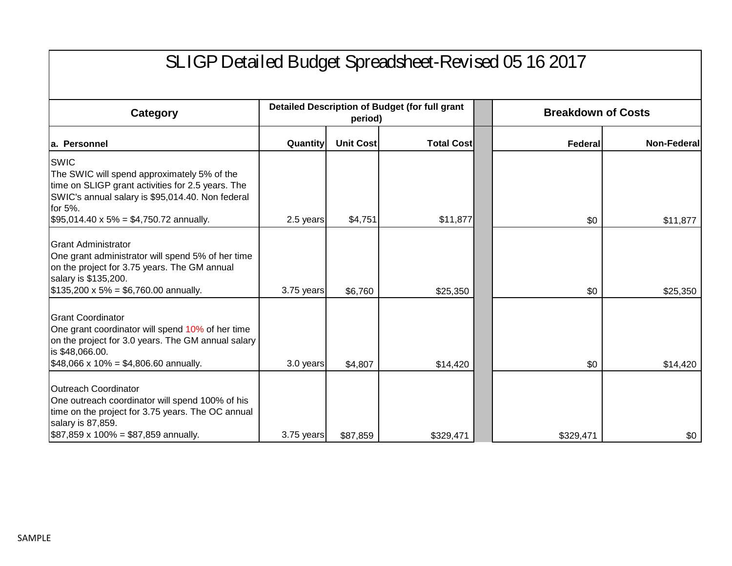# SLIGP Detailed Budget Spreadsheet-Revised 05 16 2017

| Category | Detailed Description of Budget (for full grant period) | | | | Breakdown of Costs | |
|---|---|---|---|---|---|---|
| a. Personnel | Quantity | Unit Cost | Total Cost | | Federal | Non-Federal |
| SWIC<br>The SWIC will spend approximately 5% of the time on SLIGP grant activities for 2.5 years. The SWIC's annual salary is $95,014.40. Non federal for 5%.<br>$95,014.40 x 5% = $4,750.72 annually. | 2.5 years | $4,751 | $11,877 | | $0 | $11,877 |
| Grant Administrator<br>One grant administrator will spend 5% of her time on the project for 3.75 years. The GM annual salary is $135,200.<br>$135,200 x 5% = $6,760.00 annually. | 3.75 years | $6,760 | $25,350 | | $0 | $25,350 |
| Grant Coordinator<br>One grant coordinator will spend 10% of her time on the project for 3.0 years. The GM annual salary is $48,066.00.<br>$48,066 x 10% = $4,806.60 annually. | 3.0 years | $4,807 | $14,420 | | $0 | $14,420 |
| Outreach Coordinator<br>One outreach coordinator will spend 100% of his time on the project for 3.75 years. The OC annual salary is 87,859.<br>$87,859 x 100% = $87,859 annually. | 3.75 years | $87,859 | $329,471 | | $329,471 | $0 |

SAMPLE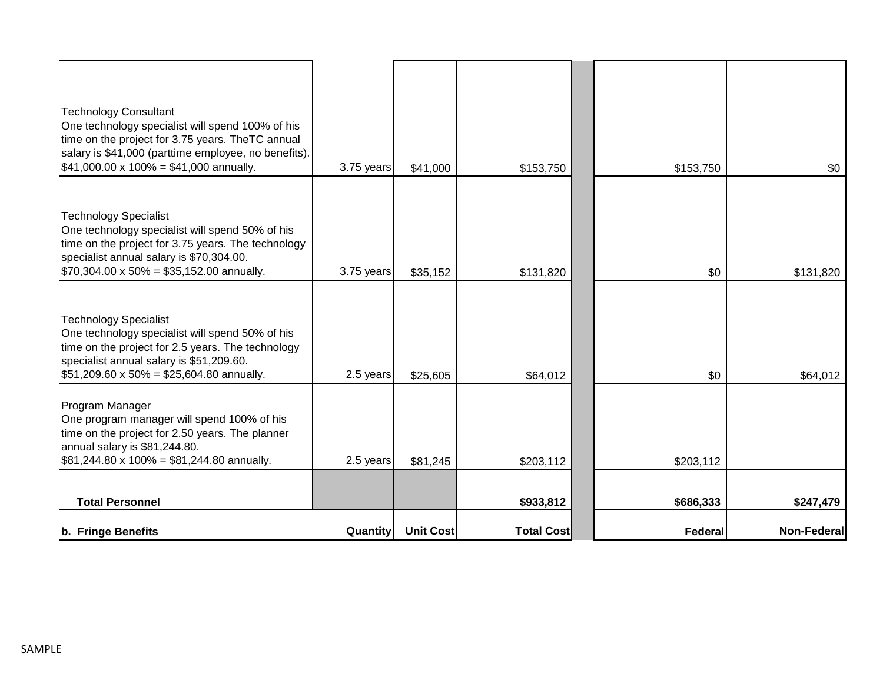| | | | | | | |
|---|---|---|---|---|---|---|
| Technology Consultant<br>One technology specialist will spend 100% of his time on the project for 3.75 years. TheTC annual salary is $41,000 (parttime employee, no benefits).<br>$41,000.00 x 100% = $41,000 annually. | 3.75 years | $41,000 | $153,750 | | $153,750 | $0 |
| Technology Specialist<br>One technology specialist will spend 50% of his time on the project for 3.75 years. The technology specialist annual salary is $70,304.00.<br>$70,304.00 x 50% = $35,152.00 annually. | 3.75 years | $35,152 | $131,820 | | $0 | $131,820 |
| Technology Specialist<br>One technology specialist will spend 50% of his time on the project for 2.5 years. The technology specialist annual salary is $51,209.60.<br>$51,209.60 x 50% = $25,604.80 annually. | 2.5 years | $25,605 | $64,012 | | $0 | $64,012 |
| Program Manager<br>One program manager will spend 100% of his time on the project for 2.50 years. The planner annual salary is $81,244.80.<br>$81,244.80 x 100% = $81,244.80 annually. | 2.5 years | $81,245 | $203,112 | | $203,112 | |
| **Total Personnel** | | | **$933,812** | | **$686,333** | **$247,479** |
| **b. Fringe Benefits** | **Quantity** | **Unit Cost** | **Total Cost** | | **Federal** | **Non-Federal** |

SAMPLE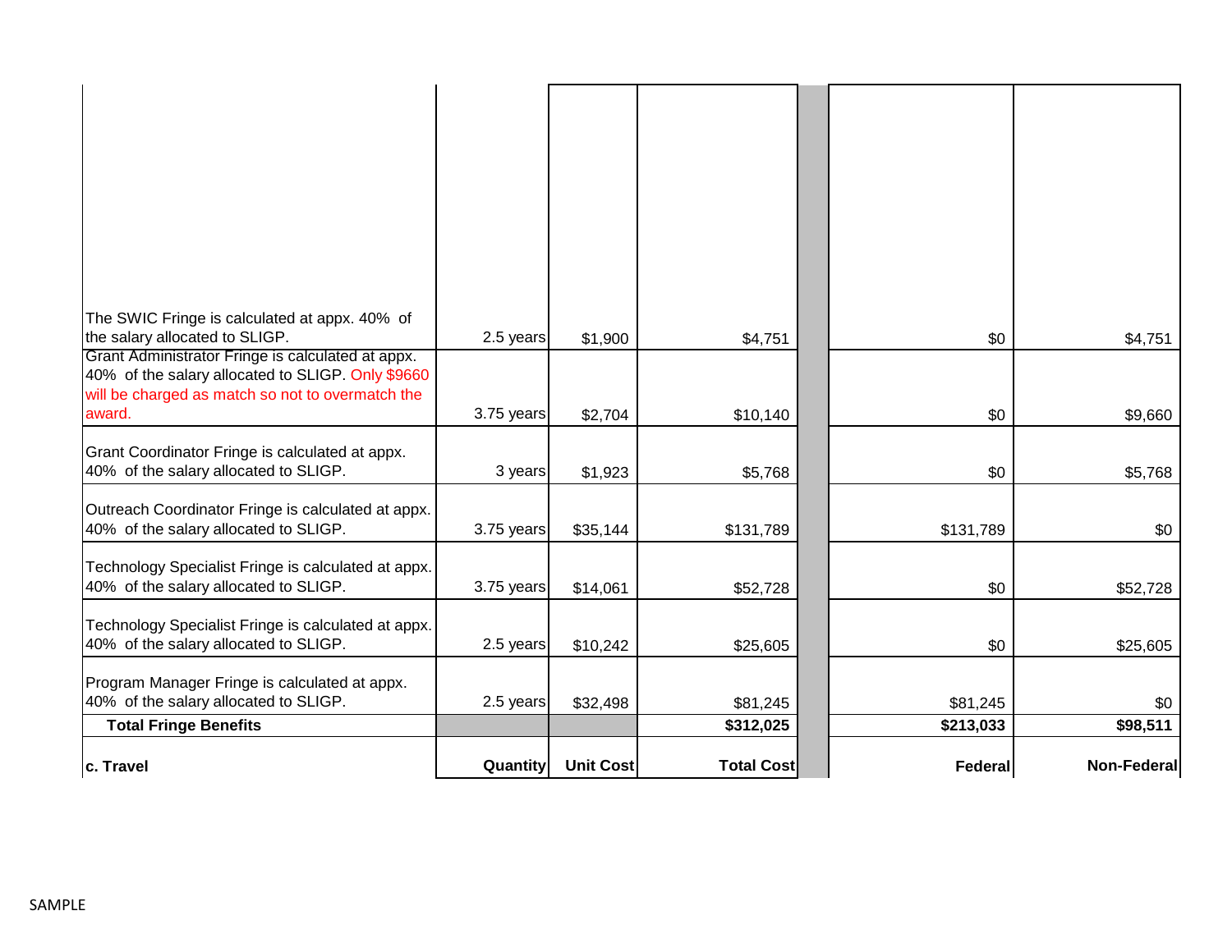| | | | | | | |
|---|---|---|---|---|---|---|
| The SWIC Fringe is calculated at appx. 40% of the salary allocated to SLIGP. | 2.5 years | $1,900 | $4,751 | | $0 | $4,751 |
| Grant Administrator Fringe is calculated at appx. 40% of the salary allocated to SLIGP. Only $9660 will be charged as match so not to overmatch the award. | 3.75 years | $2,704 | $10,140 | | $0 | $9,660 |
| Grant Coordinator Fringe is calculated at appx. 40% of the salary allocated to SLIGP. | 3 years | $1,923 | $5,768 | | $0 | $5,768 |
| Outreach Coordinator Fringe is calculated at appx. 40% of the salary allocated to SLIGP. | 3.75 years | $35,144 | $131,789 | | $131,789 | $0 |
| Technology Specialist Fringe is calculated at appx. 40% of the salary allocated to SLIGP. | 3.75 years | $14,061 | $52,728 | | $0 | $52,728 |
| Technology Specialist Fringe is calculated at appx. 40% of the salary allocated to SLIGP. | 2.5 years | $10,242 | $25,605 | | $0 | $25,605 |
| Program Manager Fringe is calculated at appx. 40% of the salary allocated to SLIGP. | 2.5 years | $32,498 | $81,245 | | $81,245 | $0 |
| **Total Fringe Benefits** | | | **$312,025** | | **$213,033** | **$98,511** |
| **c. Travel** | **Quantity** | **Unit Cost** | **Total Cost** | | **Federal** | **Non-Federal** |

SAMPLE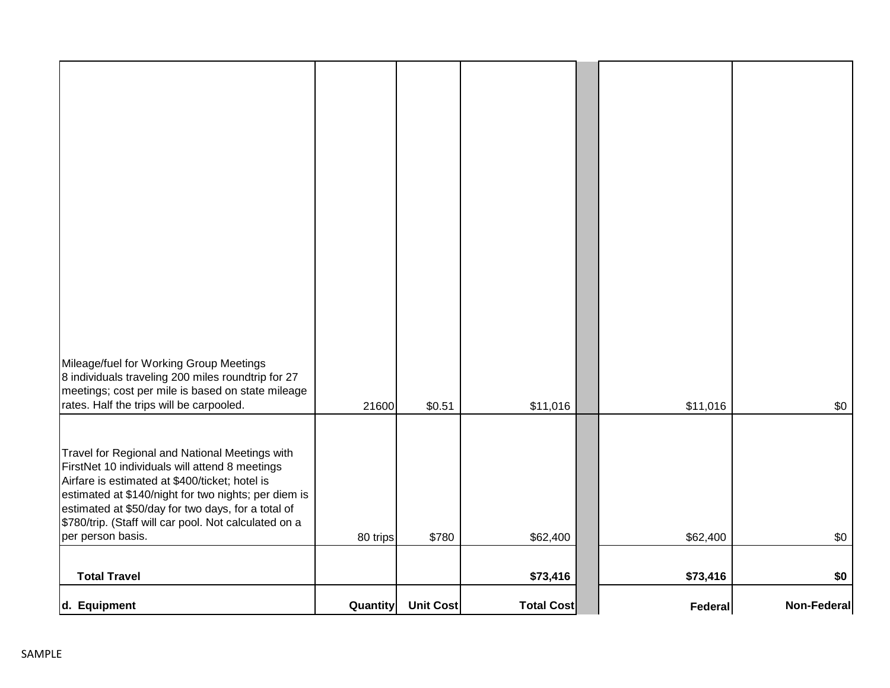| | | | | | | |
|---|---|---|---|---|---|---|
| Mileage/fuel for Working Group Meetings 8 individuals traveling 200 miles roundtrip for 27 meetings; cost per mile is based on state mileage rates. Half the trips will be carpooled. | 21600 | $0.51 | $11,016 | | $11,016 | $0 |
| Travel for Regional and National Meetings with FirstNet 10 individuals will attend 8 meetings Airfare is estimated at $400/ticket; hotel is estimated at $140/night for two nights; per diem is estimated at $50/day for two days, for a total of $780/trip. (Staff will car pool. Not calculated on a per person basis. | 80 trips | $780 | $62,400 | | $62,400 | $0 |
| **Total Travel** | | | **$73,416** | | **$73,416** | **$0** |
| **d. Equipment** | **Quantity** | **Unit Cost** | **Total Cost** | | **Federal** | **Non-Federal** |

SAMPLE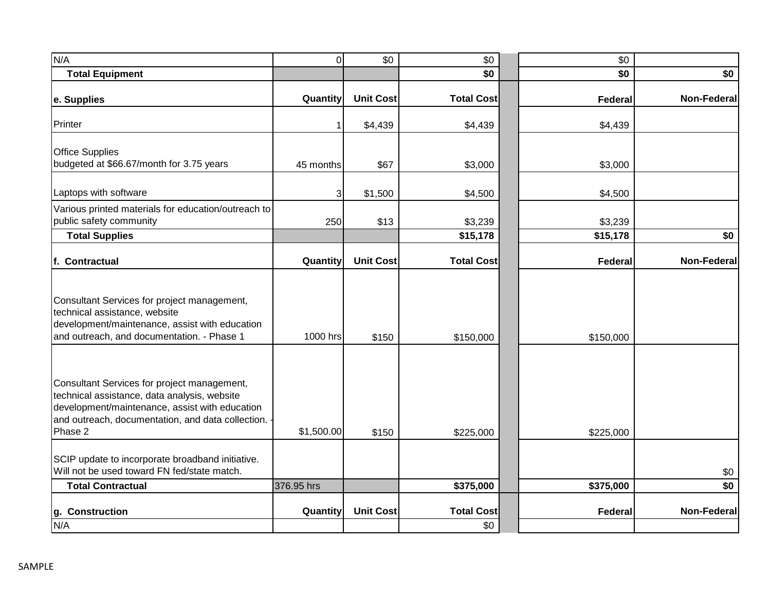| | | | | | | |
|---|---|---|---|---|---|---|
| N/A | 0 | $0 | $0 | | $0 | |
| **Total Equipment** | | | **$0** | | **$0** | **$0** |
| **e. Supplies** | **Quantity** | **Unit Cost** | **Total Cost** | | **Federal** | **Non-Federal** |
| Printer | 1 | $4,439 | $4,439 | | $4,439 | |
| Office Supplies<br>budgeted at $66.67/month for 3.75 years | 45 months | $67 | $3,000 | | $3,000 | |
| Laptops with software | 3 | $1,500 | $4,500 | | $4,500 | |
| Various printed materials for education/outreach to public safety community | 250 | $13 | $3,239 | | $3,239 | |
| **Total Supplies** | | | **$15,178** | | **$15,178** | **$0** |
| **f. Contractual** | **Quantity** | **Unit Cost** | **Total Cost** | | **Federal** | **Non-Federal** |
| Consultant Services for project management, technical assistance, website development/maintenance, assist with education and outreach, and documentation. - Phase 1 | 1000 hrs | $150 | $150,000 | | $150,000 | |
| Consultant Services for project management, technical assistance, data analysis, website development/maintenance, assist with education and outreach, documentation, and data collection. - Phase 2 | $1,500.00 | $150 | $225,000 | | $225,000 | |
| SCIP update to incorporate broadband initiative. Will not be used toward FN fed/state match. | | | | | | $0 |
| **Total Contractual** | 376.95 hrs | | **$375,000** | | **$375,000** | **$0** |
| **g. Construction** | **Quantity** | **Unit Cost** | **Total Cost** | | **Federal** | **Non-Federal** |
| N/A | | | $0 | | | |

SAMPLE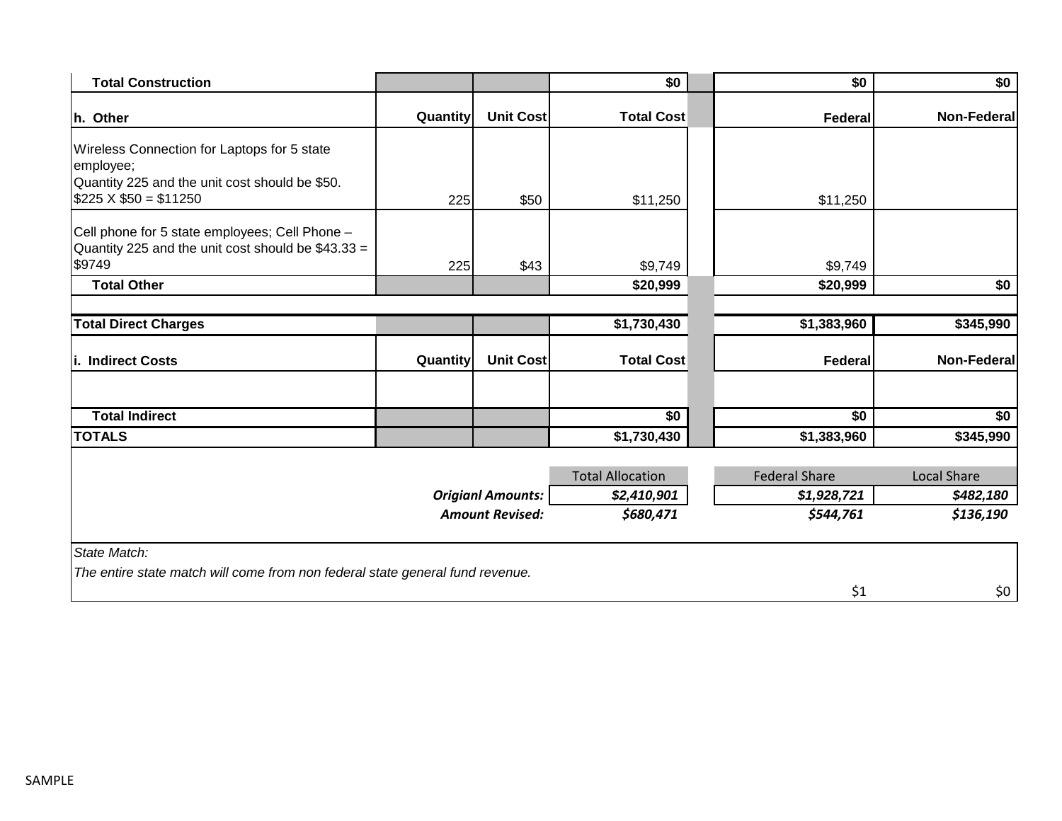| | | | | | | |
|---|---|---|---|---|---|---|
| **Total Construction** | | | **$0** | | **$0** | **$0** |
| **h. Other** | **Quantity** | **Unit Cost** | **Total Cost** | | **Federal** | **Non-Federal** |
| Wireless Connection for Laptops for 5 state employee; Quantity 225 and the unit cost should be $50. $225 X $50 = $11250 | 225 | $50 | $11,250 | | $11,250 | |
| Cell phone for 5 state employees; Cell Phone – Quantity 225 and the unit cost should be $43.33 = $9749 | 225 | $43 | $9,749 | | $9,749 | |
| **Total Other** | | | **$20,999** | | **$20,999** | **$0** |
| | | | | | | |
| **Total Direct Charges** | | | **$1,730,430** | | **$1,383,960** | **$345,990** |
| **i. Indirect Costs** | **Quantity** | **Unit Cost** | **Total Cost** | | **Federal** | **Non-Federal** |
| | | | | | | |
| **Total Indirect** | | | **$0** | | **$0** | **$0** |
| **TOTALS** | | | **$1,730,430** | | **$1,383,960** | **$345,990** |
| | | | Total Allocation | | Federal Share | Local Share |
| | | ***Origianl Amounts:*** | ***$2,410,901*** | | ***$1,928,721*** | ***$482,180*** |
| | | ***Amount Revised:*** | ***$680,471*** | | ***$544,761*** | ***$136,190*** |

*State Match:*

*The entire state match will come from non federal state general fund revenue.*

| | | |
|---|---|---|
| | $1 | $0 |

SAMPLE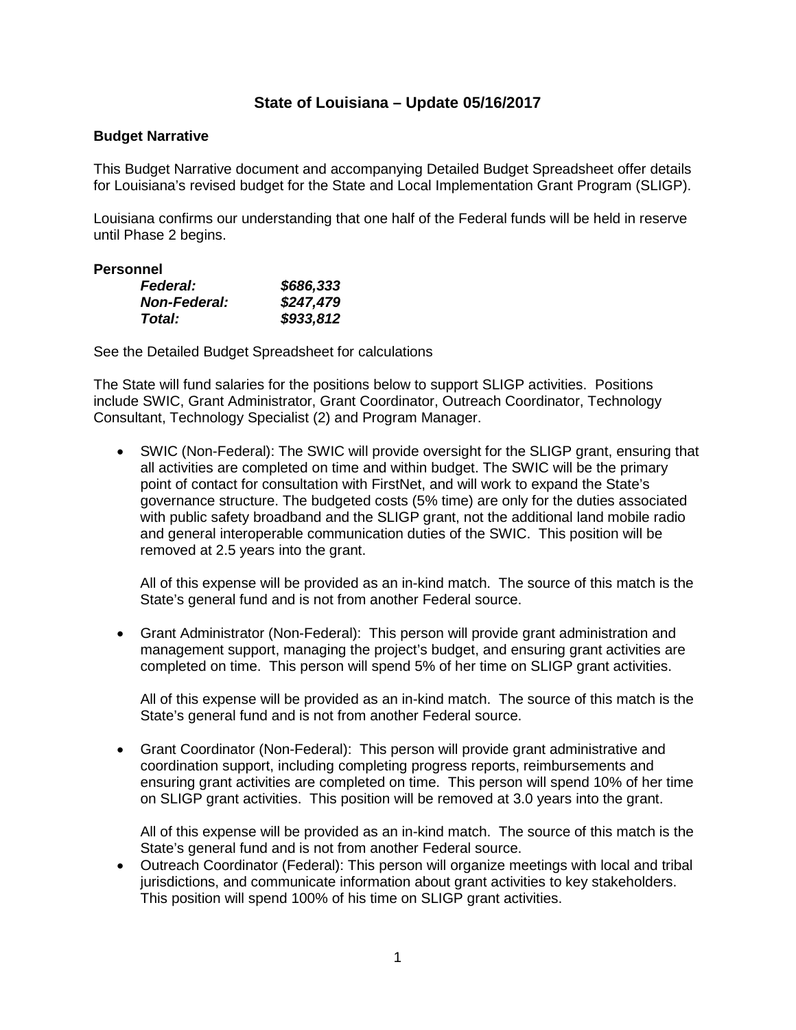# State of Louisiana – Update 05/16/2017

## Budget Narrative

This Budget Narrative document and accompanying Detailed Budget Spreadsheet offer details for Louisiana's revised budget for the State and Local Implementation Grant Program (SLIGP).

Louisiana confirms our understanding that one half of the Federal funds will be held in reserve until Phase 2 begins.

### Personnel

| | |
|---|---|
| ***Federal:*** | ***$686,333*** |
| ***Non-Federal:*** | ***$247,479*** |
| ***Total:*** | ***$933,812*** |

See the Detailed Budget Spreadsheet for calculations

The State will fund salaries for the positions below to support SLIGP activities. Positions include SWIC, Grant Administrator, Grant Coordinator, Outreach Coordinator, Technology Consultant, Technology Specialist (2) and Program Manager.

- SWIC (Non-Federal): The SWIC will provide oversight for the SLIGP grant, ensuring that all activities are completed on time and within budget. The SWIC will be the primary point of contact for consultation with FirstNet, and will work to expand the State's governance structure. The budgeted costs (5% time) are only for the duties associated with public safety broadband and the SLIGP grant, not the additional land mobile radio and general interoperable communication duties of the SWIC. This position will be removed at 2.5 years into the grant.

  All of this expense will be provided as an in-kind match. The source of this match is the State's general fund and is not from another Federal source.

- Grant Administrator (Non-Federal): This person will provide grant administration and management support, managing the project's budget, and ensuring grant activities are completed on time. This person will spend 5% of her time on SLIGP grant activities.

  All of this expense will be provided as an in-kind match. The source of this match is the State's general fund and is not from another Federal source.

- Grant Coordinator (Non-Federal): This person will provide grant administrative and coordination support, including completing progress reports, reimbursements and ensuring grant activities are completed on time. This person will spend 10% of her time on SLIGP grant activities. This position will be removed at 3.0 years into the grant.

  All of this expense will be provided as an in-kind match. The source of this match is the State's general fund and is not from another Federal source.

- Outreach Coordinator (Federal): This person will organize meetings with local and tribal jurisdictions, and communicate information about grant activities to key stakeholders. This position will spend 100% of his time on SLIGP grant activities.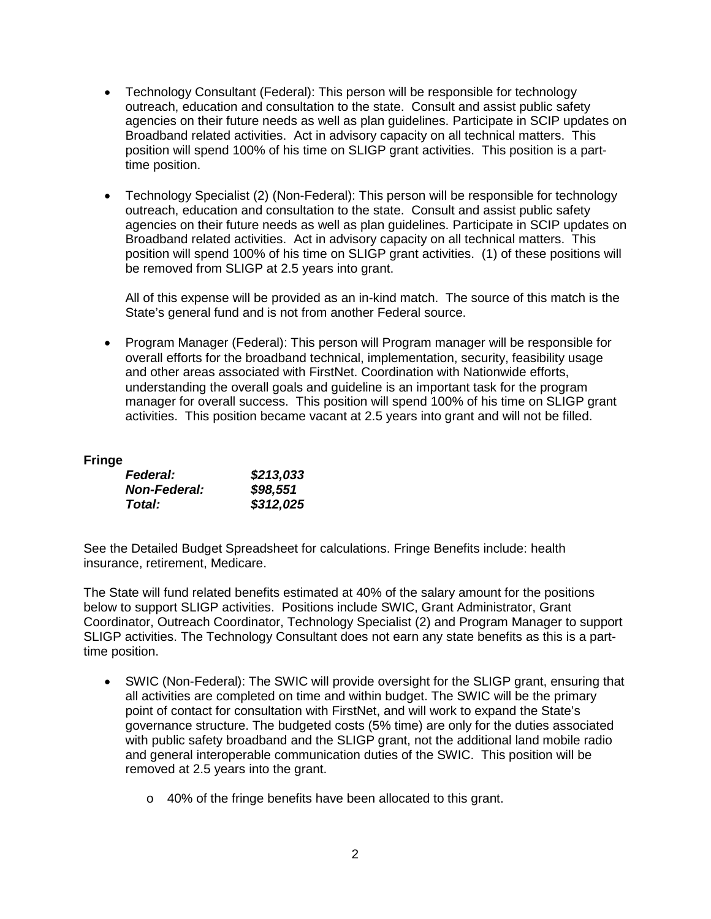- Technology Consultant (Federal): This person will be responsible for technology outreach, education and consultation to the state. Consult and assist public safety agencies on their future needs as well as plan guidelines. Participate in SCIP updates on Broadband related activities. Act in advisory capacity on all technical matters. This position will spend 100% of his time on SLIGP grant activities. This position is a part-time position.

- Technology Specialist (2) (Non-Federal): This person will be responsible for technology outreach, education and consultation to the state. Consult and assist public safety agencies on their future needs as well as plan guidelines. Participate in SCIP updates on Broadband related activities. Act in advisory capacity on all technical matters. This position will spend 100% of his time on SLIGP grant activities. (1) of these positions will be removed from SLIGP at 2.5 years into grant.

  All of this expense will be provided as an in-kind match. The source of this match is the State's general fund and is not from another Federal source.

- Program Manager (Federal): This person will Program manager will be responsible for overall efforts for the broadband technical, implementation, security, feasibility usage and other areas associated with FirstNet. Coordination with Nationwide efforts, understanding the overall goals and guideline is an important task for the program manager for overall success. This position will spend 100% of his time on SLIGP grant activities. This position became vacant at 2.5 years into grant and will not be filled.

**Fringe**

| | |
|---|---|
| ***Federal:*** | ***$213,033*** |
| ***Non-Federal:*** | ***$98,551*** |
| ***Total:*** | ***$312,025*** |

See the Detailed Budget Spreadsheet for calculations. Fringe Benefits include: health insurance, retirement, Medicare.

The State will fund related benefits estimated at 40% of the salary amount for the positions below to support SLIGP activities. Positions include SWIC, Grant Administrator, Grant Coordinator, Outreach Coordinator, Technology Specialist (2) and Program Manager to support SLIGP activities. The Technology Consultant does not earn any state benefits as this is a part-time position.

- SWIC (Non-Federal): The SWIC will provide oversight for the SLIGP grant, ensuring that all activities are completed on time and within budget. The SWIC will be the primary point of contact for consultation with FirstNet, and will work to expand the State's governance structure. The budgeted costs (5% time) are only for the duties associated with public safety broadband and the SLIGP grant, not the additional land mobile radio and general interoperable communication duties of the SWIC. This position will be removed at 2.5 years into the grant.
  - 40% of the fringe benefits have been allocated to this grant.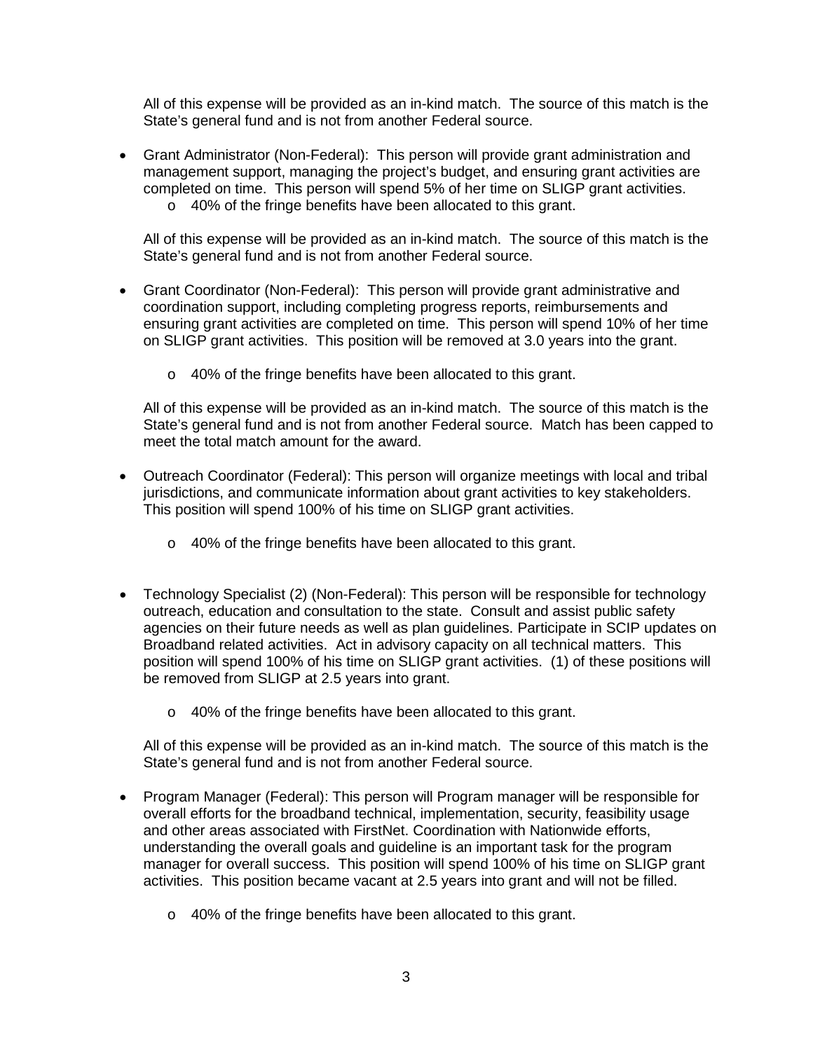All of this expense will be provided as an in-kind match. The source of this match is the State's general fund and is not from another Federal source.

- Grant Administrator (Non-Federal): This person will provide grant administration and management support, managing the project's budget, and ensuring grant activities are completed on time. This person will spend 5% of her time on SLIGP grant activities.
  - 40% of the fringe benefits have been allocated to this grant.

All of this expense will be provided as an in-kind match. The source of this match is the State's general fund and is not from another Federal source.

- Grant Coordinator (Non-Federal): This person will provide grant administrative and coordination support, including completing progress reports, reimbursements and ensuring grant activities are completed on time. This person will spend 10% of her time on SLIGP grant activities. This position will be removed at 3.0 years into the grant.
  - 40% of the fringe benefits have been allocated to this grant.

All of this expense will be provided as an in-kind match. The source of this match is the State's general fund and is not from another Federal source. Match has been capped to meet the total match amount for the award.

- Outreach Coordinator (Federal): This person will organize meetings with local and tribal jurisdictions, and communicate information about grant activities to key stakeholders. This position will spend 100% of his time on SLIGP grant activities.
  - 40% of the fringe benefits have been allocated to this grant.

- Technology Specialist (2) (Non-Federal): This person will be responsible for technology outreach, education and consultation to the state. Consult and assist public safety agencies on their future needs as well as plan guidelines. Participate in SCIP updates on Broadband related activities. Act in advisory capacity on all technical matters. This position will spend 100% of his time on SLIGP grant activities. (1) of these positions will be removed from SLIGP at 2.5 years into grant.
  - 40% of the fringe benefits have been allocated to this grant.

All of this expense will be provided as an in-kind match. The source of this match is the State's general fund and is not from another Federal source.

- Program Manager (Federal): This person will Program manager will be responsible for overall efforts for the broadband technical, implementation, security, feasibility usage and other areas associated with FirstNet. Coordination with Nationwide efforts, understanding the overall goals and guideline is an important task for the program manager for overall success. This position will spend 100% of his time on SLIGP grant activities. This position became vacant at 2.5 years into grant and will not be filled.
  - 40% of the fringe benefits have been allocated to this grant.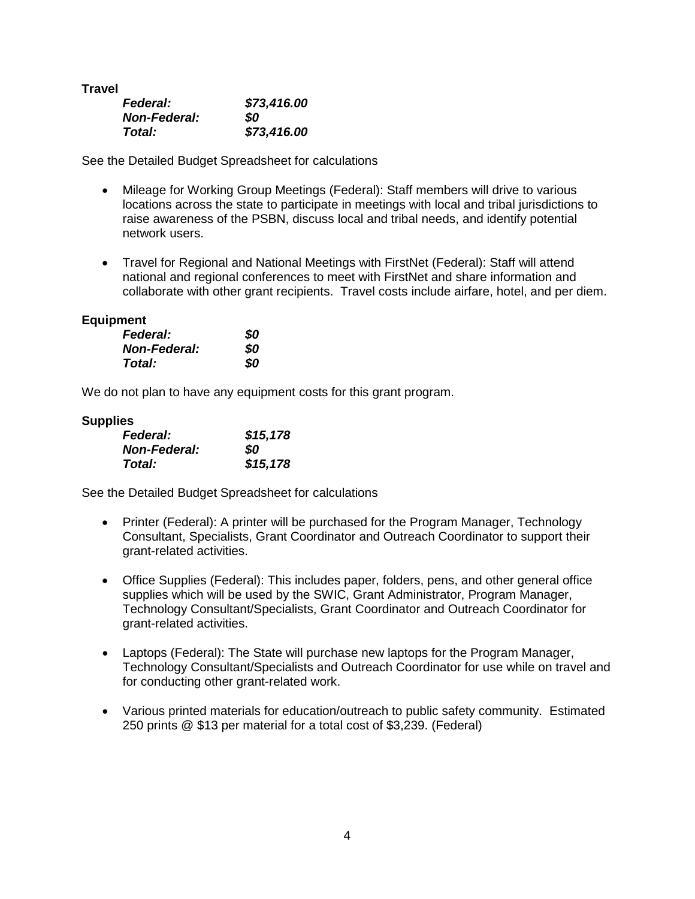**Travel**

*Federal:* *$73,416.00*
*Non-Federal:* *$0*
*Total:* *$73,416.00*

See the Detailed Budget Spreadsheet for calculations

- Mileage for Working Group Meetings (Federal): Staff members will drive to various locations across the state to participate in meetings with local and tribal jurisdictions to raise awareness of the PSBN, discuss local and tribal needs, and identify potential network users.

- Travel for Regional and National Meetings with FirstNet (Federal): Staff will attend national and regional conferences to meet with FirstNet and share information and collaborate with other grant recipients. Travel costs include airfare, hotel, and per diem.

**Equipment**

*Federal:* *$0*
*Non-Federal:* *$0*
*Total:* *$0*

We do not plan to have any equipment costs for this grant program.

**Supplies**

*Federal:* *$15,178*
*Non-Federal:* *$0*
*Total:* *$15,178*

See the Detailed Budget Spreadsheet for calculations

- Printer (Federal): A printer will be purchased for the Program Manager, Technology Consultant, Specialists, Grant Coordinator and Outreach Coordinator to support their grant-related activities.

- Office Supplies (Federal): This includes paper, folders, pens, and other general office supplies which will be used by the SWIC, Grant Administrator, Program Manager, Technology Consultant/Specialists, Grant Coordinator and Outreach Coordinator for grant-related activities.

- Laptops (Federal): The State will purchase new laptops for the Program Manager, Technology Consultant/Specialists and Outreach Coordinator for use while on travel and for conducting other grant-related work.

- Various printed materials for education/outreach to public safety community. Estimated 250 prints @ $13 per material for a total cost of $3,239. (Federal)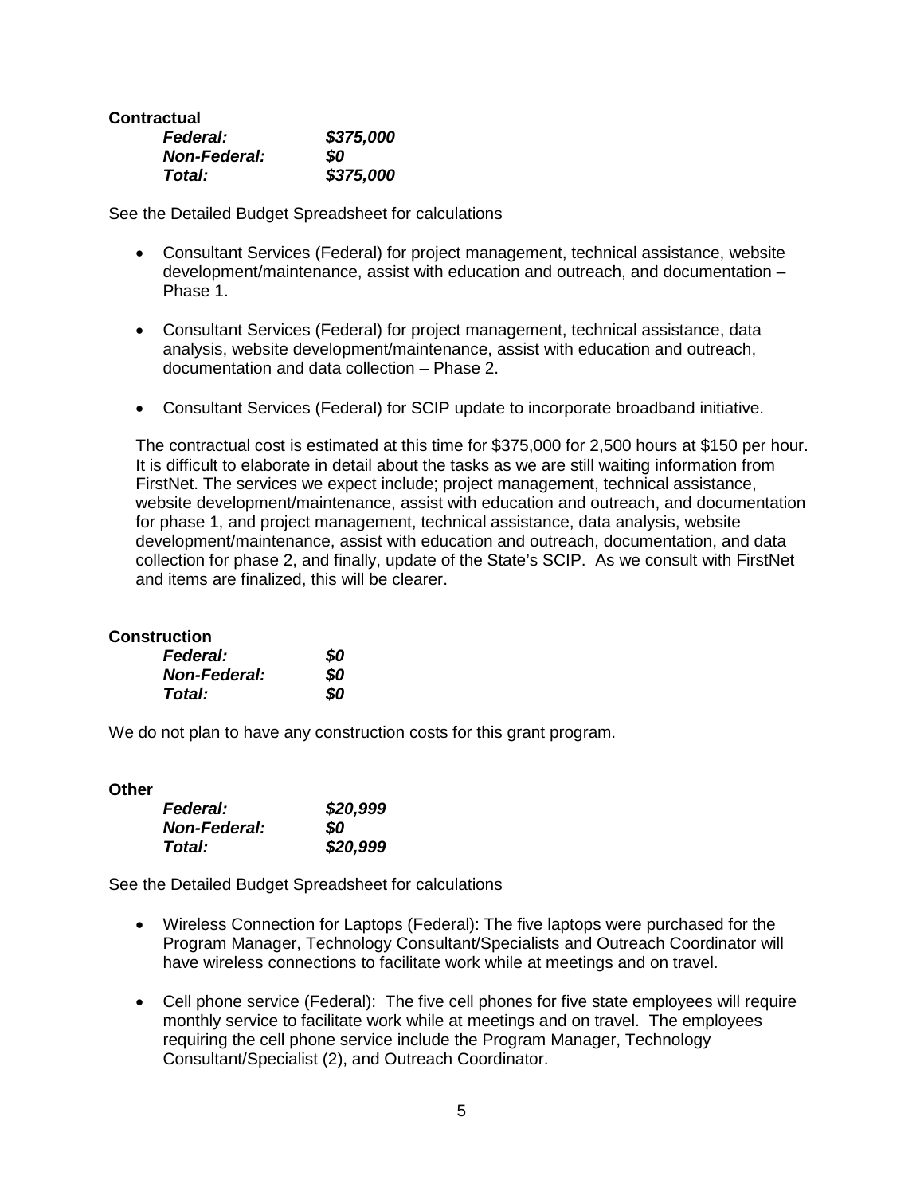**Contractual**

| | |
|---|---|
| ***Federal:*** | ***$375,000*** |
| ***Non-Federal:*** | ***$0*** |
| ***Total:*** | ***$375,000*** |

See the Detailed Budget Spreadsheet for calculations

- Consultant Services (Federal) for project management, technical assistance, website development/maintenance, assist with education and outreach, and documentation – Phase 1.
- Consultant Services (Federal) for project management, technical assistance, data analysis, website development/maintenance, assist with education and outreach, documentation and data collection – Phase 2.
- Consultant Services (Federal) for SCIP update to incorporate broadband initiative.

The contractual cost is estimated at this time for $375,000 for 2,500 hours at $150 per hour. It is difficult to elaborate in detail about the tasks as we are still waiting information from FirstNet. The services we expect include; project management, technical assistance, website development/maintenance, assist with education and outreach, and documentation for phase 1, and project management, technical assistance, data analysis, website development/maintenance, assist with education and outreach, documentation, and data collection for phase 2, and finally, update of the State's SCIP. As we consult with FirstNet and items are finalized, this will be clearer.

**Construction**

| | |
|---|---|
| ***Federal:*** | ***$0*** |
| ***Non-Federal:*** | ***$0*** |
| ***Total:*** | ***$0*** |

We do not plan to have any construction costs for this grant program.

**Other**

| | |
|---|---|
| ***Federal:*** | ***$20,999*** |
| ***Non-Federal:*** | ***$0*** |
| ***Total:*** | ***$20,999*** |

See the Detailed Budget Spreadsheet for calculations

- Wireless Connection for Laptops (Federal): The five laptops were purchased for the Program Manager, Technology Consultant/Specialists and Outreach Coordinator will have wireless connections to facilitate work while at meetings and on travel.
- Cell phone service (Federal): The five cell phones for five state employees will require monthly service to facilitate work while at meetings and on travel. The employees requiring the cell phone service include the Program Manager, Technology Consultant/Specialist (2), and Outreach Coordinator.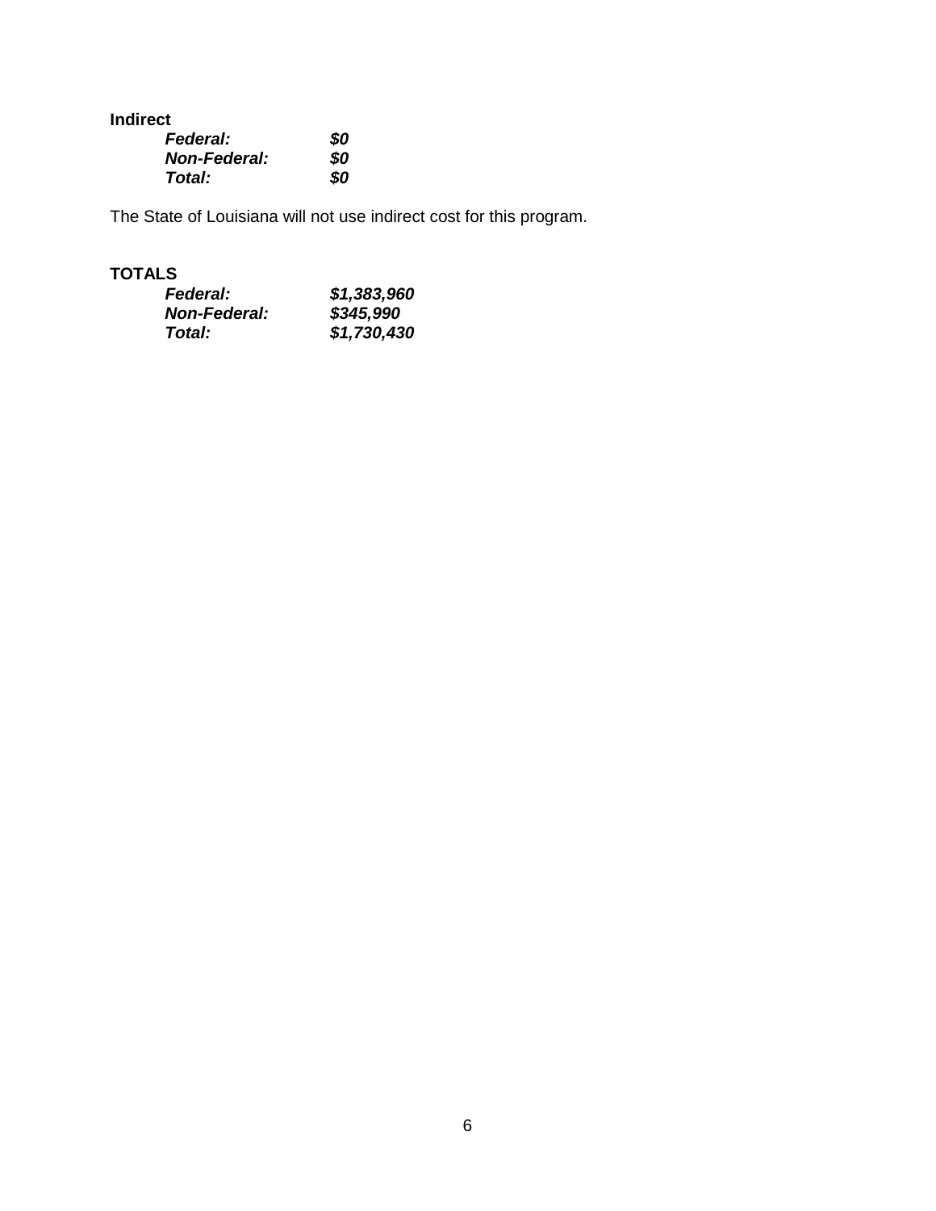**Indirect**

***Federal:*** ***$0***
***Non-Federal:*** ***$0***
***Total:*** ***$0***

The State of Louisiana will not use indirect cost for this program.

**TOTALS**

***Federal:*** ***$1,383,960***
***Non-Federal:*** ***$345,990***
***Total:*** ***$1,730,430***